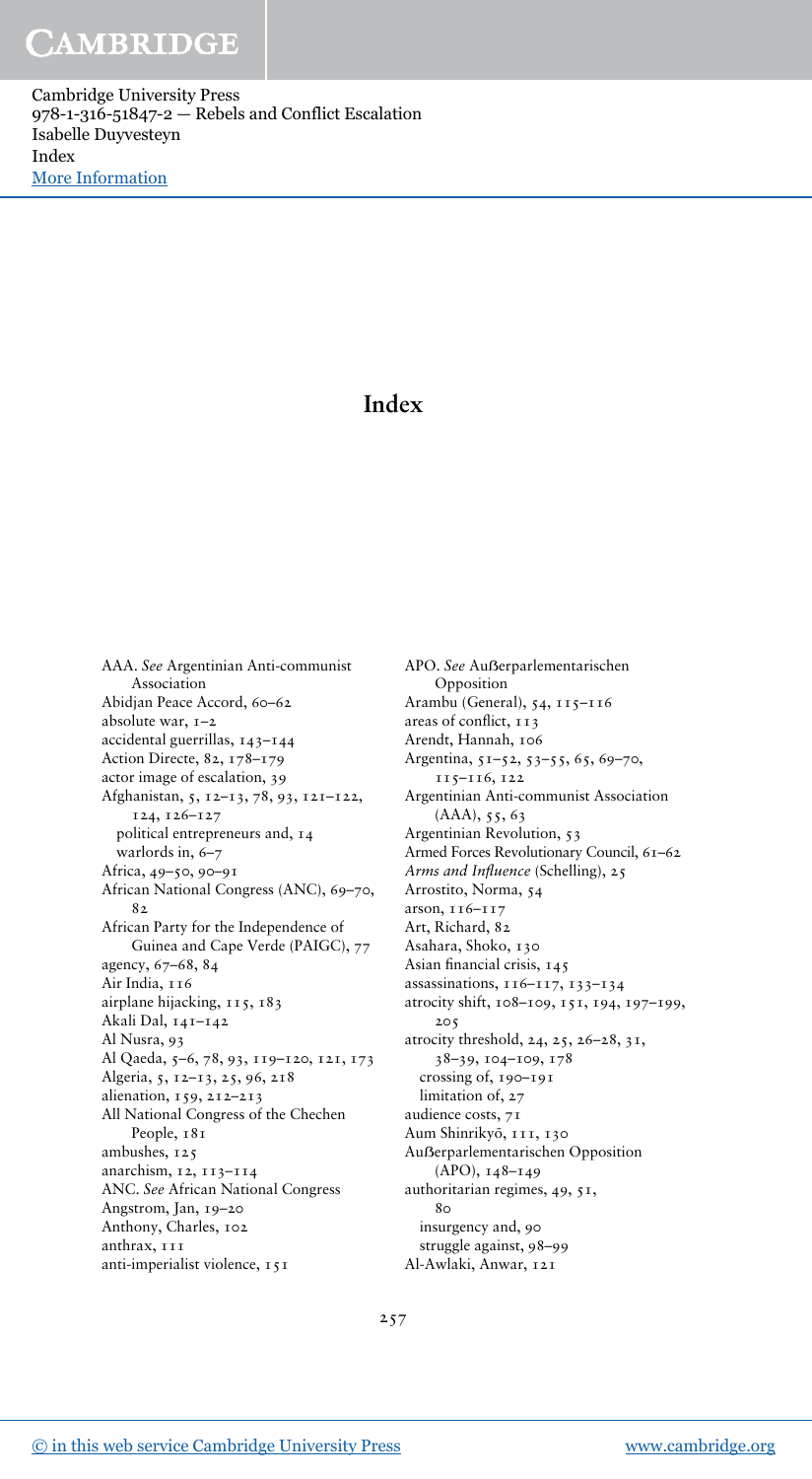# Index

AAA. *See* Argentinian Anti-communist Association
Abidjan Peace Accord, 60–62
absolute war, 1–2
accidental guerrillas, 143–144
Action Directe, 82, 178–179
actor image of escalation, 39
Afghanistan, 5, 12–13, 78, 93, 121–122, 124, 126–127
  political entrepreneurs and, 14
  warlords in, 6–7
Africa, 49–50, 90–91
African National Congress (ANC), 69–70, 82
African Party for the Independence of Guinea and Cape Verde (PAIGC), 77
agency, 67–68, 84
Air India, 116
airplane hijacking, 115, 183
Akali Dal, 141–142
Al Nusra, 93
Al Qaeda, 5–6, 78, 93, 119–120, 121, 173
Algeria, 5, 12–13, 25, 96, 218
alienation, 159, 212–213
All National Congress of the Chechen People, 181
ambushes, 125
anarchism, 12, 113–114
ANC. *See* African National Congress
Angstrom, Jan, 19–20
Anthony, Charles, 102
anthrax, 111
anti-imperialist violence, 151
APO. *See* Außerparlementarischen Opposition
Arambu (General), 54, 115–116
areas of conflict, 113
Arendt, Hannah, 106
Argentina, 51–52, 53–55, 65, 69–70, 115–116, 122
Argentinian Anti-communist Association (AAA), 55, 63
Argentinian Revolution, 53
Armed Forces Revolutionary Council, 61–62
*Arms and Influence* (Schelling), 25
Arrostito, Norma, 54
arson, 116–117
Art, Richard, 82
Asahara, Shoko, 130
Asian financial crisis, 145
assassinations, 116–117, 133–134
atrocity shift, 108–109, 151, 194, 197–199, 205
atrocity threshold, 24, 25, 26–28, 31, 38–39, 104–109, 178
  crossing of, 190–191
  limitation of, 27
audience costs, 71
Aum Shinrikyō, 111, 130
Außerparlementarischen Opposition (APO), 148–149
authoritarian regimes, 49, 51, 80
  insurgency and, 90
  struggle against, 98–99
Al-Awlaki, Anwar, 121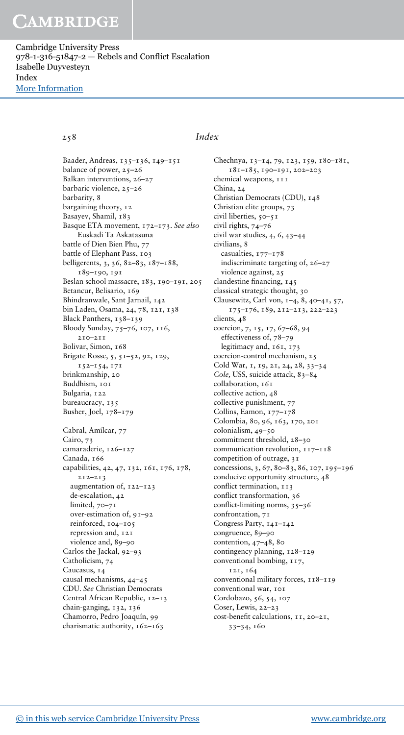Baader, Andreas, 135–136, 149–151
balance of power, 25–26
Balkan interventions, 26–27
barbaric violence, 25–26
barbarity, 8
bargaining theory, 12
Basayev, Shamil, 183
Basque ETA movement, 172–173. *See also* Euskadi Ta Askatasuna
battle of Dien Bien Phu, 77
battle of Elephant Pass, 103
belligerents, 3, 36, 82–83, 187–188, 189–190, 191
Beslan school massacre, 183, 190–191, 205
Betancur, Belisario, 169
Bhindranwale, Sant Jarnail, 142
bin Laden, Osama, 24, 78, 121, 138
Black Panthers, 138–139
Bloody Sunday, 75–76, 107, 116, 210–211
Bolivar, Simon, 168
Brigate Rosse, 5, 51–52, 92, 129, 152–154, 171
brinkmanship, 20
Buddhism, 101
Bulgaria, 122
bureaucracy, 135
Busher, Joel, 178–179

Cabral, Amílcar, 77
Cairo, 73
camaraderie, 126–127
Canada, 166
capabilities, 42, 47, 132, 161, 176, 178, 212–213
- augmentation of, 122–123
- de-escalation, 42
- limited, 70–71
- over-estimation of, 91–92
- reinforced, 104–105
- repression and, 121
- violence and, 89–90

Carlos the Jackal, 92–93
Catholicism, 74
Caucasus, 14
causal mechanisms, 44–45
CDU. *See* Christian Democrats
Central African Republic, 12–13
chain-ganging, 132, 136
Chamorro, Pedro Joaquín, 99
charismatic authority, 162–163
Chechnya, 13–14, 79, 123, 159, 180–181, 181–185, 190–191, 202–203
chemical weapons, 111
China, 24
Christian Democrats (CDU), 148
Christian elite groups, 73
civil liberties, 50–51
civil rights, 74–76
civil war studies, 4, 6, 43–44
civilians, 8
- casualties, 177–178
- indiscriminate targeting of, 26–27
- violence against, 25

clandestine financing, 145
classical strategic thought, 30
Clausewitz, Carl von, 1–4, 8, 40–41, 57, 175–176, 189, 212–213, 222–223
clients, 48
coercion, 7, 15, 17, 67–68, 94
- effectiveness of, 78–79
- legitimacy and, 161, 173

coercion-control mechanism, 25
Cold War, 1, 19, 21, 24, 28, 33–34
*Cole,* USS, suicide attack, 83–84
collaboration, 161
collective action, 48
collective punishment, 77
Collins, Eamon, 177–178
Colombia, 80, 96, 163, 170, 201
colonialism, 49–50
commitment threshold, 28–30
communication revolution, 117–118
competition of outrage, 31
concessions, 3, 67, 80–83, 86, 107, 195–196
conducive opportunity structure, 48
conflict termination, 113
conflict transformation, 36
conflict-limiting norms, 35–36
confrontation, 71
Congress Party, 141–142
congruence, 89–90
contention, 47–48, 80
contingency planning, 128–129
conventional bombing, 117, 121, 164
conventional military forces, 118–119
conventional war, 101
Cordobazo, 56, 54, 107
Coser, Lewis, 22–23
cost-benefit calculations, 11, 20–21, 33–34, 160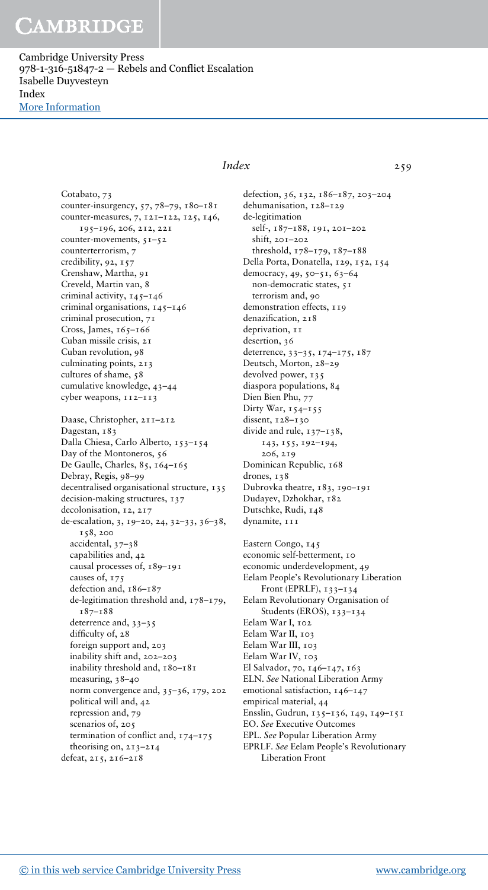Cotabato, 73
counter-insurgency, 57, 78–79, 180–181
counter-measures, 7, 121–122, 125, 146, 195–196, 206, 212, 221
counter-movements, 51–52
counterterrorism, 7
credibility, 92, 157
Crenshaw, Martha, 91
Creveld, Martin van, 8
criminal activity, 145–146
criminal organisations, 145–146
criminal prosecution, 71
Cross, James, 165–166
Cuban missile crisis, 21
Cuban revolution, 98
culminating points, 213
cultures of shame, 58
cumulative knowledge, 43–44
cyber weapons, 112–113

Daase, Christopher, 211–212
Dagestan, 183
Dalla Chiesa, Carlo Alberto, 153–154
Day of the Montoneros, 56
De Gaulle, Charles, 85, 164–165
Debray, Regis, 98–99
decentralised organisational structure, 135
decision-making structures, 137
decolonisation, 12, 217
de-escalation, 3, 19–20, 24, 32–33, 36–38, 158, 200
  accidental, 37–38
  capabilities and, 42
  causal processes of, 189–191
  causes of, 175
  defection and, 186–187
  de-legitimation threshold and, 178–179, 187–188
  deterrence and, 33–35
  difficulty of, 28
  foreign support and, 203
  inability shift and, 202–203
  inability threshold and, 180–181
  measuring, 38–40
  norm convergence and, 35–36, 179, 202
  political will and, 42
  repression and, 79
  scenarios of, 205
  termination of conflict and, 174–175
  theorising on, 213–214
defeat, 215, 216–218
defection, 36, 132, 186–187, 203–204
dehumanisation, 128–129
de-legitimation
  self-, 187–188, 191, 201–202
  shift, 201–202
  threshold, 178–179, 187–188
Della Porta, Donatella, 129, 152, 154
democracy, 49, 50–51, 63–64
  non-democratic states, 51
  terrorism and, 90
demonstration effects, 119
denazification, 218
deprivation, 11
desertion, 36
deterrence, 33–35, 174–175, 187
Deutsch, Morton, 28–29
devolved power, 135
diaspora populations, 84
Dien Bien Phu, 77
Dirty War, 154–155
dissent, 128–130
divide and rule, 137–138, 143, 155, 192–194, 206, 219
Dominican Republic, 168
drones, 138
Dubrovka theatre, 183, 190–191
Dudayev, Dzhokhar, 182
Dutschke, Rudi, 148
dynamite, 111

Eastern Congo, 145
economic self-betterment, 10
economic underdevelopment, 49
Eelam People's Revolutionary Liberation Front (EPRLF), 133–134
Eelam Revolutionary Organisation of Students (EROS), 133–134
Eelam War I, 102
Eelam War II, 103
Eelam War III, 103
Eelam War IV, 103
El Salvador, 70, 146–147, 163
ELN. *See* National Liberation Army
emotional satisfaction, 146–147
empirical material, 44
Ensslin, Gudrun, 135–136, 149, 149–151
EO. *See* Executive Outcomes
EPL. *See* Popular Liberation Army
EPRLF. *See* Eelam People's Revolutionary Liberation Front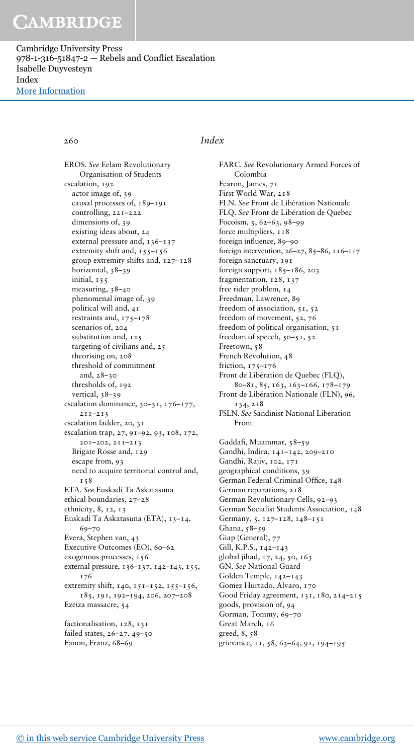EROS. *See* Eelam Revolutionary Organisation of Students
escalation, 192
- actor image of, 39
- causal processes of, 189–191
- controlling, 221–222
- dimensions of, 39
- existing ideas about, 24
- external pressure and, 136–137
- extremity shift and, 155–156
- group extremity shifts and, 127–128
- horizontal, 38–39
- initial, 155
- measuring, 38–40
- phenomenal image of, 39
- political will and, 41
- restraints and, 175–178
- scenarios of, 204
- substitution and, 125
- targeting of civilians and, 25
- theorising on, 208
- threshold of commitment and, 28–30
- thresholds of, 192
- vertical, 38–39

escalation dominance, 30–31, 176–177, 211–213
escalation ladder, 20, 31
escalation trap, 27, 91–92, 93, 108, 172, 201–202, 211–213
- Brigate Rosse and, 129
- escape from, 93
- need to acquire territorial control and, 158

ETA. *See* Euskadi Ta Askatasuna
ethical boundaries, 27–28
ethnicity, 8, 12, 13
Euskadi Ta Askatasuna (ETA), 13–14, 69–70
Evera, Stephen van, 43
Executive Outcomes (EO), 60–62
exogenous processes, 156
external pressure, 136–137, 142–143, 155, 176
extremity shift, 140, 151–152, 155–156, 185, 191, 192–194, 206, 207–208
Ezeiza massacre, 54

factionalisation, 128, 131
failed states, 26–27, 49–50
Fanon, Franz, 68–69
FARC. *See* Revolutionary Armed Forces of Colombia
Fearon, James, 71
First World War, 218
FLN. *See* Front de Libération Nationale
FLQ. *See* Front de Libération de Quebec
Focoism, 5, 62–63, 98–99
force multipliers, 118
foreign influence, 89–90
foreign intervention, 26–27, 85–86, 116–117
foreign sanctuary, 191
foreign support, 185–186, 203
fragmentation, 128, 137
free rider problem, 14
Freedman, Lawrence, 89
freedom of association, 51, 52
freedom of movement, 52, 76
freedom of political organisation, 51
freedom of speech, 50–51, 52
Freetown, 58
French Revolution, 48
friction, 175–176
Front de Libération de Quebec (FLQ), 80–81, 85, 163, 163–166, 178–179
Front de Libération Nationale (FLN), 96, 134, 218
FSLN. *See* Sandinist National Liberation Front

Gaddafi, Muammar, 58–59
Gandhi, Indira, 141–142, 209–210
Gandhi, Rajiv, 102, 171
geographical conditions, 39
German Federal Criminal Office, 148
German reparations, 218
German Revolutionary Cells, 92–93
German Socialist Students Association, 148
Germany, 5, 127–128, 148–151
Ghana, 58–59
Giap (General), 77
Gill, K.P.S., 142–143
global jihad, 17, 24, 50, 163
GN. *See* National Guard
Golden Temple, 142–143
Gomez Hurtado, Alvaro, 170
Good Friday agreement, 131, 180, 214–215
goods, provision of, 94
Gorman, Tommy, 69–70
Great March, 16
greed, 8, 58
grievance, 11, 58, 63–64, 91, 194–195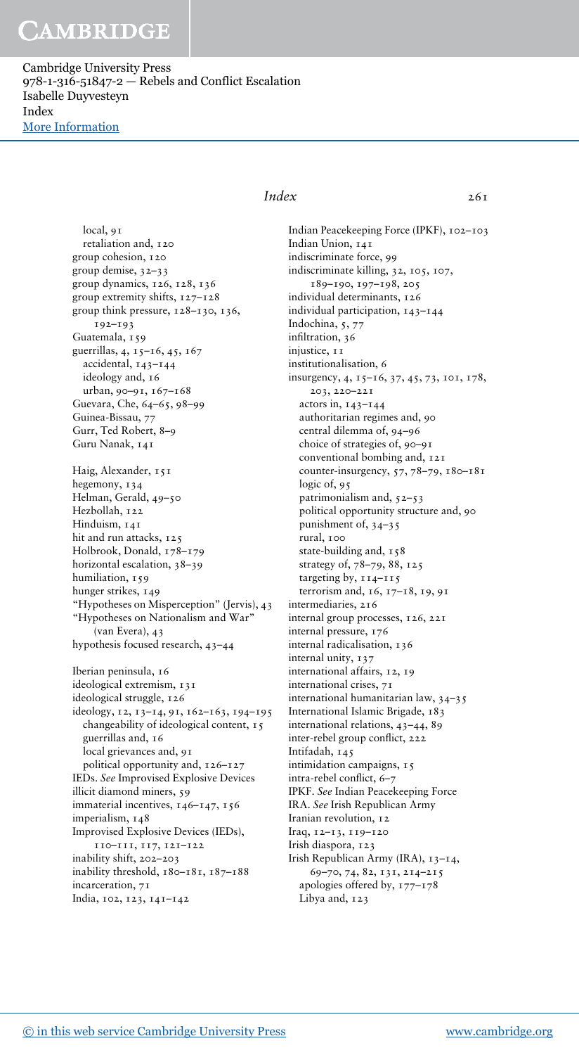local, 91
  retaliation and, 120
group cohesion, 120
group demise, 32–33
group dynamics, 126, 128, 136
group extremity shifts, 127–128
group think pressure, 128–130, 136, 192–193
Guatemala, 159
guerrillas, 4, 15–16, 45, 167
  accidental, 143–144
  ideology and, 16
  urban, 90–91, 167–168
Guevara, Che, 64–65, 98–99
Guinea-Bissau, 77
Gurr, Ted Robert, 8–9
Guru Nanak, 141

Haig, Alexander, 151
hegemony, 134
Helman, Gerald, 49–50
Hezbollah, 122
Hinduism, 141
hit and run attacks, 125
Holbrook, Donald, 178–179
horizontal escalation, 38–39
humiliation, 159
hunger strikes, 149
"Hypotheses on Misperception" (Jervis), 43
"Hypotheses on Nationalism and War" (van Evera), 43
hypothesis focused research, 43–44

Iberian peninsula, 16
ideological extremism, 131
ideological struggle, 126
ideology, 12, 13–14, 91, 162–163, 194–195
  changeability of ideological content, 15
  guerrillas and, 16
  local grievances and, 91
  political opportunity and, 126–127
IEDs. *See* Improvised Explosive Devices
illicit diamond miners, 59
immaterial incentives, 146–147, 156
imperialism, 148
Improvised Explosive Devices (IEDs), 110–111, 117, 121–122
inability shift, 202–203
inability threshold, 180–181, 187–188
incarceration, 71
India, 102, 123, 141–142
Indian Peacekeeping Force (IPKF), 102–103
Indian Union, 141
indiscriminate force, 99
indiscriminate killing, 32, 105, 107, 189–190, 197–198, 205
individual determinants, 126
individual participation, 143–144
Indochina, 5, 77
infiltration, 36
injustice, 11
institutionalisation, 6
insurgency, 4, 15–16, 37, 45, 73, 101, 178, 203, 220–221
  actors in, 143–144
  authoritarian regimes and, 90
  central dilemma of, 94–96
  choice of strategies of, 90–91
  conventional bombing and, 121
  counter-insurgency, 57, 78–79, 180–181
  logic of, 95
  patrimonialism and, 52–53
  political opportunity structure and, 90
  punishment of, 34–35
  rural, 100
  state-building and, 158
  strategy of, 78–79, 88, 125
  targeting by, 114–115
  terrorism and, 16, 17–18, 19, 91
intermediaries, 216
internal group processes, 126, 221
internal pressure, 176
internal radicalisation, 136
internal unity, 137
international affairs, 12, 19
international crises, 71
international humanitarian law, 34–35
International Islamic Brigade, 183
international relations, 43–44, 89
inter-rebel group conflict, 222
Intifadah, 145
intimidation campaigns, 15
intra-rebel conflict, 6–7
IPKF. *See* Indian Peacekeeping Force
IRA. *See* Irish Republican Army
Iranian revolution, 12
Iraq, 12–13, 119–120
Irish diaspora, 123
Irish Republican Army (IRA), 13–14, 69–70, 74, 82, 131, 214–215
  apologies offered by, 177–178
  Libya and, 123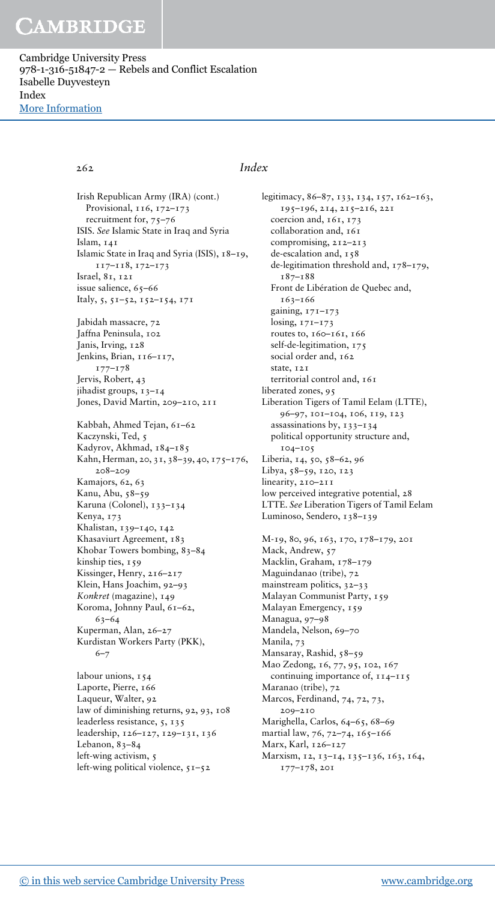Irish Republican Army (IRA) (cont.)
  Provisional, 116, 172–173
  recruitment for, 75–76
ISIS. *See* Islamic State in Iraq and Syria
Islam, 141
Islamic State in Iraq and Syria (ISIS), 18–19, 117–118, 172–173
Israel, 81, 121
issue salience, 65–66
Italy, 5, 51–52, 152–154, 171

Jabidah massacre, 72
Jaffna Peninsula, 102
Janis, Irving, 128
Jenkins, Brian, 116–117, 177–178
Jervis, Robert, 43
jihadist groups, 13–14
Jones, David Martin, 209–210, 211

Kabbah, Ahmed Tejan, 61–62
Kaczynski, Ted, 5
Kadyrov, Akhmad, 184–185
Kahn, Herman, 20, 31, 38–39, 40, 175–176, 208–209
Kamajors, 62, 63
Kanu, Abu, 58–59
Karuna (Colonel), 133–134
Kenya, 173
Khalistan, 139–140, 142
Khasaviurt Agreement, 183
Khobar Towers bombing, 83–84
kinship ties, 159
Kissinger, Henry, 216–217
Klein, Hans Joachim, 92–93
*Konkret* (magazine), 149
Koroma, Johnny Paul, 61–62, 63–64
Kuperman, Alan, 26–27
Kurdistan Workers Party (PKK), 6–7

labour unions, 154
Laporte, Pierre, 166
Laqueur, Walter, 92
law of diminishing returns, 92, 93, 108
leaderless resistance, 5, 135
leadership, 126–127, 129–131, 136
Lebanon, 83–84
left-wing activism, 5
left-wing political violence, 51–52
legitimacy, 86–87, 133, 134, 157, 162–163, 195–196, 214, 215–216, 221
  coercion and, 161, 173
  collaboration and, 161
  compromising, 212–213
  de-escalation and, 158
  de-legitimation threshold and, 178–179, 187–188
  Front de Libération de Quebec and, 163–166
  gaining, 171–173
  losing, 171–173
  routes to, 160–161, 166
  self-de-legitimation, 175
  social order and, 162
  state, 121
  territorial control and, 161
liberated zones, 95
Liberation Tigers of Tamil Eelam (LTTE), 96–97, 101–104, 106, 119, 123
  assassinations by, 133–134
  political opportunity structure and, 104–105
Liberia, 14, 50, 58–62, 96
Libya, 58–59, 120, 123
linearity, 210–211
low perceived integrative potential, 28
LTTE. *See* Liberation Tigers of Tamil Eelam
Luminoso, Sendero, 138–139

M-19, 80, 96, 163, 170, 178–179, 201
Mack, Andrew, 57
Macklin, Graham, 178–179
Maguindanao (tribe), 72
mainstream politics, 32–33
Malayan Communist Party, 159
Malayan Emergency, 159
Managua, 97–98
Mandela, Nelson, 69–70
Manila, 73
Mansaray, Rashid, 58–59
Mao Zedong, 16, 77, 95, 102, 167
  continuing importance of, 114–115
Maranao (tribe), 72
Marcos, Ferdinand, 74, 72, 73, 209–210
Marighella, Carlos, 64–65, 68–69
martial law, 76, 72–74, 165–166
Marx, Karl, 126–127
Marxism, 12, 13–14, 135–136, 163, 164, 177–178, 201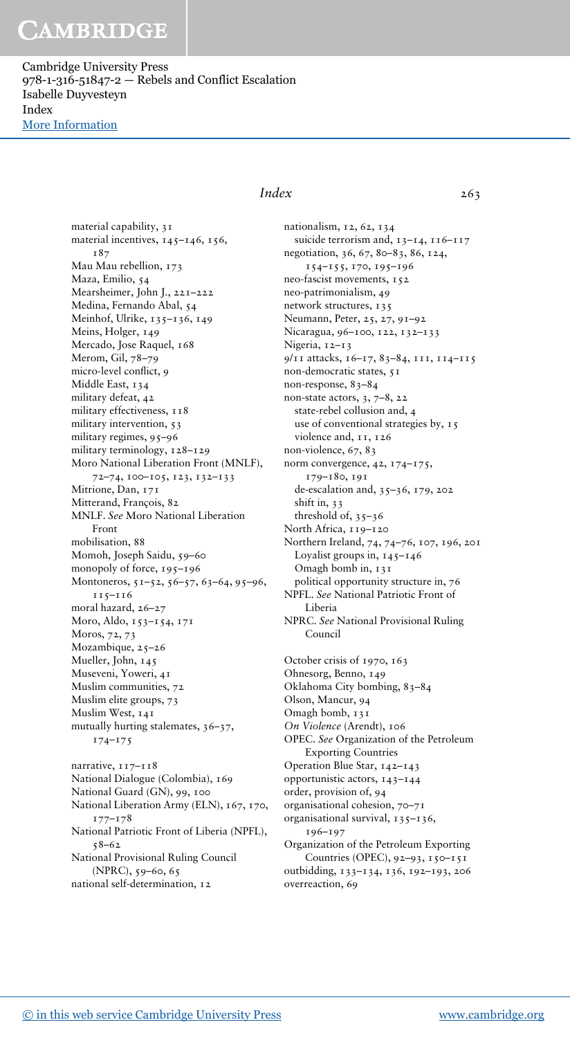material capability, 31
material incentives, 145–146, 156, 187
Mau Mau rebellion, 173
Maza, Emilio, 54
Mearsheimer, John J., 221–222
Medina, Fernando Abal, 54
Meinhof, Ulrike, 135–136, 149
Meins, Holger, 149
Mercado, Jose Raquel, 168
Merom, Gil, 78–79
micro-level conflict, 9
Middle East, 134
military defeat, 42
military effectiveness, 118
military intervention, 53
military regimes, 95–96
military terminology, 128–129
Moro National Liberation Front (MNLF), 72–74, 100–105, 123, 132–133
Mitrione, Dan, 171
Mitterand, François, 82
MNLF. *See* Moro National Liberation Front
mobilisation, 88
Momoh, Joseph Saidu, 59–60
monopoly of force, 195–196
Montoneros, 51–52, 56–57, 63–64, 95–96, 115–116
moral hazard, 26–27
Moro, Aldo, 153–154, 171
Moros, 72, 73
Mozambique, 25–26
Mueller, John, 145
Museveni, Yoweri, 41
Muslim communities, 72
Muslim elite groups, 73
Muslim West, 141
mutually hurting stalemates, 36–37, 174–175

narrative, 117–118
National Dialogue (Colombia), 169
National Guard (GN), 99, 100
National Liberation Army (ELN), 167, 170, 177–178
National Patriotic Front of Liberia (NPFL), 58–62
National Provisional Ruling Council (NPRC), 59–60, 65
national self-determination, 12
nationalism, 12, 62, 134
  suicide terrorism and, 13–14, 116–117
negotiation, 36, 67, 80–83, 86, 124, 154–155, 170, 195–196
neo-fascist movements, 152
neo-patrimonialism, 49
network structures, 135
Neumann, Peter, 25, 27, 91–92
Nicaragua, 96–100, 122, 132–133
Nigeria, 12–13
9/11 attacks, 16–17, 83–84, 111, 114–115
non-democratic states, 51
non-response, 83–84
non-state actors, 3, 7–8, 22
  state-rebel collusion and, 4
  use of conventional strategies by, 15
  violence and, 11, 126
non-violence, 67, 83
norm convergence, 42, 174–175, 179–180, 191
  de-escalation and, 35–36, 179, 202
  shift in, 33
  threshold of, 35–36
North Africa, 119–120
Northern Ireland, 74, 74–76, 107, 196, 201
  Loyalist groups in, 145–146
  Omagh bomb in, 131
  political opportunity structure in, 76
NPFL. *See* National Patriotic Front of Liberia
NPRC. *See* National Provisional Ruling Council

October crisis of 1970, 163
Ohnesorg, Benno, 149
Oklahoma City bombing, 83–84
Olson, Mancur, 94
Omagh bomb, 131
*On Violence* (Arendt), 106
OPEC. *See* Organization of the Petroleum Exporting Countries
Operation Blue Star, 142–143
opportunistic actors, 143–144
order, provision of, 94
organisational cohesion, 70–71
organisational survival, 135–136, 196–197
Organization of the Petroleum Exporting Countries (OPEC), 92–93, 150–151
outbidding, 133–134, 136, 192–193, 206
overreaction, 69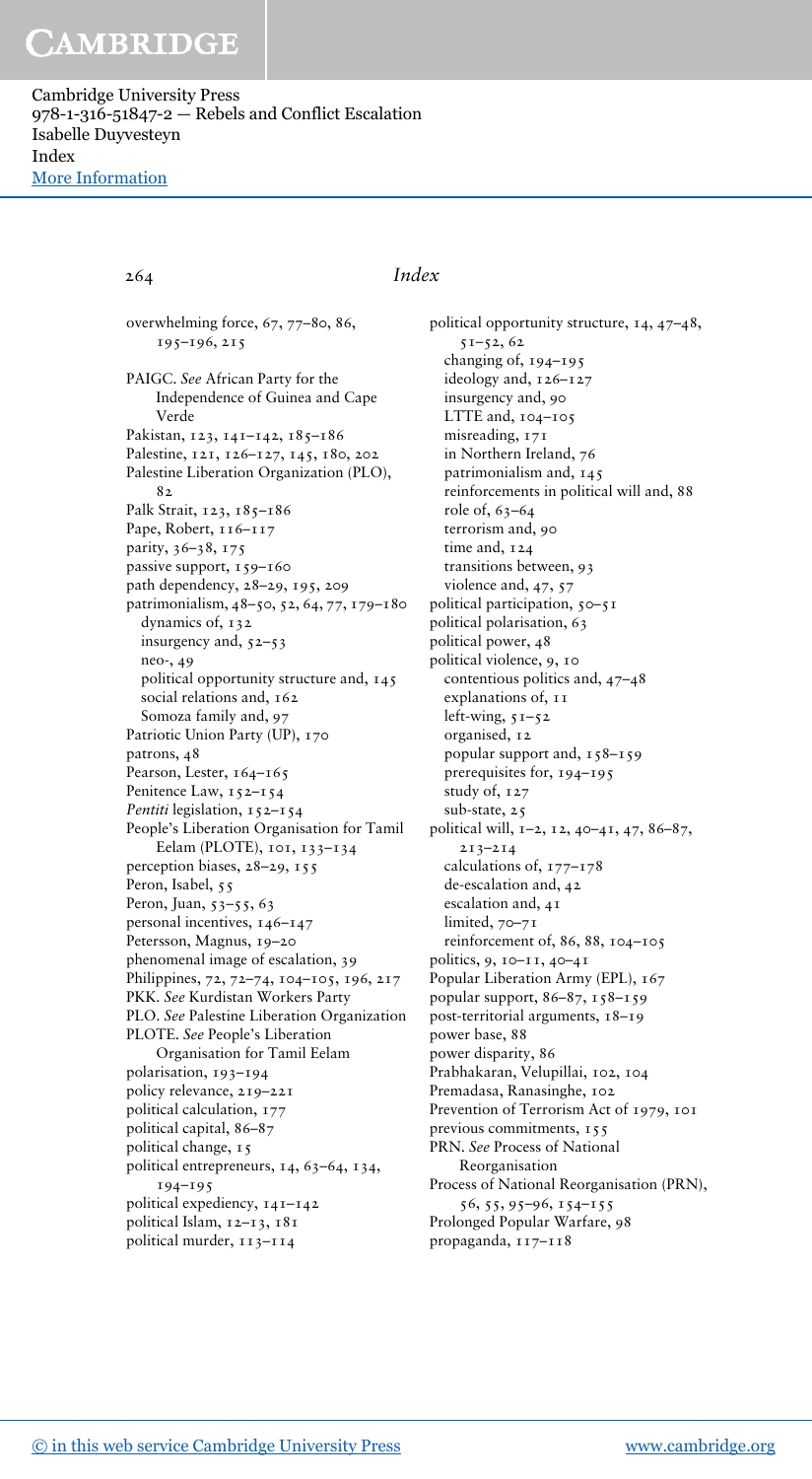overwhelming force, 67, 77–80, 86, 195–196, 215

PAIGC. *See* African Party for the Independence of Guinea and Cape Verde
Pakistan, 123, 141–142, 185–186
Palestine, 121, 126–127, 145, 180, 202
Palestine Liberation Organization (PLO), 82
Palk Strait, 123, 185–186
Pape, Robert, 116–117
parity, 36–38, 175
passive support, 159–160
path dependency, 28–29, 195, 209
patrimonialism, 48–50, 52, 64, 77, 179–180
  dynamics of, 132
  insurgency and, 52–53
  neo-, 49
  political opportunity structure and, 145
  social relations and, 162
  Somoza family and, 97
Patriotic Union Party (UP), 170
patrons, 48
Pearson, Lester, 164–165
Penitence Law, 152–154
*Pentiti* legislation, 152–154
People's Liberation Organisation for Tamil Eelam (PLOTE), 101, 133–134
perception biases, 28–29, 155
Peron, Isabel, 55
Peron, Juan, 53–55, 63
personal incentives, 146–147
Petersson, Magnus, 19–20
phenomenal image of escalation, 39
Philippines, 72, 72–74, 104–105, 196, 217
PKK. *See* Kurdistan Workers Party
PLO. *See* Palestine Liberation Organization
PLOTE. *See* People's Liberation Organisation for Tamil Eelam
polarisation, 193–194
policy relevance, 219–221
political calculation, 177
political capital, 86–87
political change, 15
political entrepreneurs, 14, 63–64, 134, 194–195
political expediency, 141–142
political Islam, 12–13, 181
political murder, 113–114
political opportunity structure, 14, 47–48, 51–52, 62
  changing of, 194–195
  ideology and, 126–127
  insurgency and, 90
  LTTE and, 104–105
  misreading, 171
  in Northern Ireland, 76
  patrimonialism and, 145
  reinforcements in political will and, 88
  role of, 63–64
  terrorism and, 90
  time and, 124
  transitions between, 93
  violence and, 47, 57
political participation, 50–51
political polarisation, 63
political power, 48
political violence, 9, 10
  contentious politics and, 47–48
  explanations of, 11
  left-wing, 51–52
  organised, 12
  popular support and, 158–159
  prerequisites for, 194–195
  study of, 127
  sub-state, 25
political will, 1–2, 12, 40–41, 47, 86–87, 213–214
  calculations of, 177–178
  de-escalation and, 42
  escalation and, 41
  limited, 70–71
  reinforcement of, 86, 88, 104–105
politics, 9, 10–11, 40–41
Popular Liberation Army (EPL), 167
popular support, 86–87, 158–159
post-territorial arguments, 18–19
power base, 88
power disparity, 86
Prabhakaran, Velupillai, 102, 104
Premadasa, Ranasinghe, 102
Prevention of Terrorism Act of 1979, 101
previous commitments, 155
PRN. *See* Process of National Reorganisation
Process of National Reorganisation (PRN), 56, 55, 95–96, 154–155
Prolonged Popular Warfare, 98
propaganda, 117–118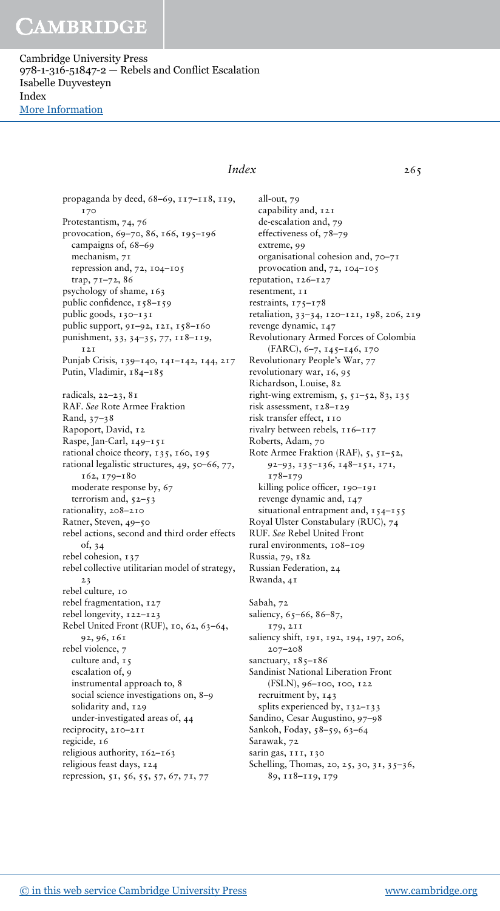propaganda by deed, 68–69, 117–118, 119, 170
Protestantism, 74, 76
provocation, 69–70, 86, 166, 195–196
  campaigns of, 68–69
  mechanism, 71
  repression and, 72, 104–105
  trap, 71–72, 86
psychology of shame, 163
public confidence, 158–159
public goods, 130–131
public support, 91–92, 121, 158–160
punishment, 33, 34–35, 77, 118–119, 121
Punjab Crisis, 139–140, 141–142, 144, 217
Putin, Vladimir, 184–185

radicals, 22–23, 81
RAF. *See* Rote Armee Fraktion
Rand, 37–38
Rapoport, David, 12
Raspe, Jan-Carl, 149–151
rational choice theory, 135, 160, 195
rational legalistic structures, 49, 50–66, 77, 162, 179–180
  moderate response by, 67
  terrorism and, 52–53
rationality, 208–210
Ratner, Steven, 49–50
rebel actions, second and third order effects of, 34
rebel cohesion, 137
rebel collective utilitarian model of strategy, 23
rebel culture, 10
rebel fragmentation, 127
rebel longevity, 122–123
Rebel United Front (RUF), 10, 62, 63–64, 92, 96, 161
rebel violence, 7
  culture and, 15
  escalation of, 9
  instrumental approach to, 8
  social science investigations on, 8–9
  solidarity and, 129
  under-investigated areas of, 44
reciprocity, 210–211
regicide, 16
religious authority, 162–163
religious feast days, 124
repression, 51, 56, 55, 57, 67, 71, 77
  all-out, 79
  capability and, 121
  de-escalation and, 79
  effectiveness of, 78–79
  extreme, 99
  organisational cohesion and, 70–71
  provocation and, 72, 104–105
reputation, 126–127
resentment, 11
restraints, 175–178
retaliation, 33–34, 120–121, 198, 206, 219
revenge dynamic, 147
Revolutionary Armed Forces of Colombia (FARC), 6–7, 145–146, 170
Revolutionary People's War, 77
revolutionary war, 16, 95
Richardson, Louise, 82
right-wing extremism, 5, 51–52, 83, 135
risk assessment, 128–129
risk transfer effect, 110
rivalry between rebels, 116–117
Roberts, Adam, 70
Rote Armee Fraktion (RAF), 5, 51–52, 92–93, 135–136, 148–151, 171, 178–179
  killing police officer, 190–191
  revenge dynamic and, 147
  situational entrapment and, 154–155
Royal Ulster Constabulary (RUC), 74
RUF. *See* Rebel United Front
rural environments, 108–109
Russia, 79, 182
Russian Federation, 24
Rwanda, 41

Sabah, 72
saliency, 65–66, 86–87, 179, 211
saliency shift, 191, 192, 194, 197, 206, 207–208
sanctuary, 185–186
Sandinist National Liberation Front (FSLN), 96–100, 100, 122
  recruitment by, 143
  splits experienced by, 132–133
Sandino, Cesar Augustino, 97–98
Sankoh, Foday, 58–59, 63–64
Sarawak, 72
sarin gas, 111, 130
Schelling, Thomas, 20, 25, 30, 31, 35–36, 89, 118–119, 179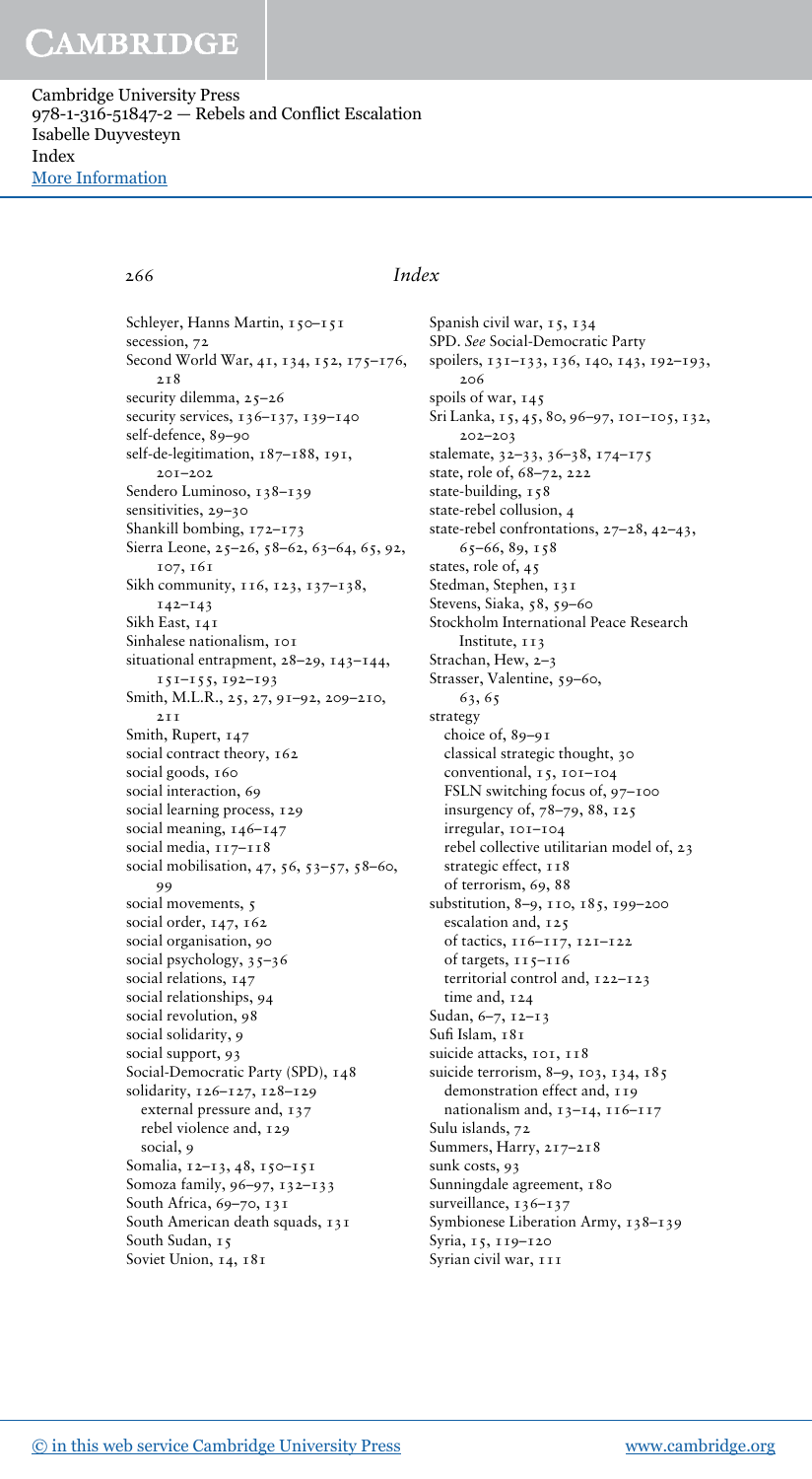Schleyer, Hanns Martin, 150–151
secession, 72
Second World War, 41, 134, 152, 175–176, 218
security dilemma, 25–26
security services, 136–137, 139–140
self-defence, 89–90
self-de-legitimation, 187–188, 191, 201–202
Sendero Luminoso, 138–139
sensitivities, 29–30
Shankill bombing, 172–173
Sierra Leone, 25–26, 58–62, 63–64, 65, 92, 107, 161
Sikh community, 116, 123, 137–138, 142–143
Sikh East, 141
Sinhalese nationalism, 101
situational entrapment, 28–29, 143–144, 151–155, 192–193
Smith, M.L.R., 25, 27, 91–92, 209–210, 211
Smith, Rupert, 147
social contract theory, 162
social goods, 160
social interaction, 69
social learning process, 129
social meaning, 146–147
social media, 117–118
social mobilisation, 47, 56, 53–57, 58–60, 99
social movements, 5
social order, 147, 162
social organisation, 90
social psychology, 35–36
social relations, 147
social relationships, 94
social revolution, 98
social solidarity, 9
social support, 93
Social-Democratic Party (SPD), 148
solidarity, 126–127, 128–129
- external pressure and, 137
- rebel violence and, 129
- social, 9

Somalia, 12–13, 48, 150–151
Somoza family, 96–97, 132–133
South Africa, 69–70, 131
South American death squads, 131
South Sudan, 15
Soviet Union, 14, 181
Spanish civil war, 15, 134
SPD. *See* Social-Democratic Party
spoilers, 131–133, 136, 140, 143, 192–193, 206
spoils of war, 145
Sri Lanka, 15, 45, 80, 96–97, 101–105, 132, 202–203
stalemate, 32–33, 36–38, 174–175
state, role of, 68–72, 222
state-building, 158
state-rebel collusion, 4
state-rebel confrontations, 27–28, 42–43, 65–66, 89, 158
states, role of, 45
Stedman, Stephen, 131
Stevens, Siaka, 58, 59–60
Stockholm International Peace Research Institute, 113
Strachan, Hew, 2–3
Strasser, Valentine, 59–60, 63, 65
strategy
- choice of, 89–91
- classical strategic thought, 30
- conventional, 15, 101–104
- FSLN switching focus of, 97–100
- insurgency of, 78–79, 88, 125
- irregular, 101–104
- rebel collective utilitarian model of, 23
- strategic effect, 118
- of terrorism, 69, 88

substitution, 8–9, 110, 185, 199–200
- escalation and, 125
- of tactics, 116–117, 121–122
- of targets, 115–116
- territorial control and, 122–123
- time and, 124

Sudan, 6–7, 12–13
Sufi Islam, 181
suicide attacks, 101, 118
suicide terrorism, 8–9, 103, 134, 185
- demonstration effect and, 119
- nationalism and, 13–14, 116–117

Sulu islands, 72
Summers, Harry, 217–218
sunk costs, 93
Sunningdale agreement, 180
surveillance, 136–137
Symbionese Liberation Army, 138–139
Syria, 15, 119–120
Syrian civil war, 111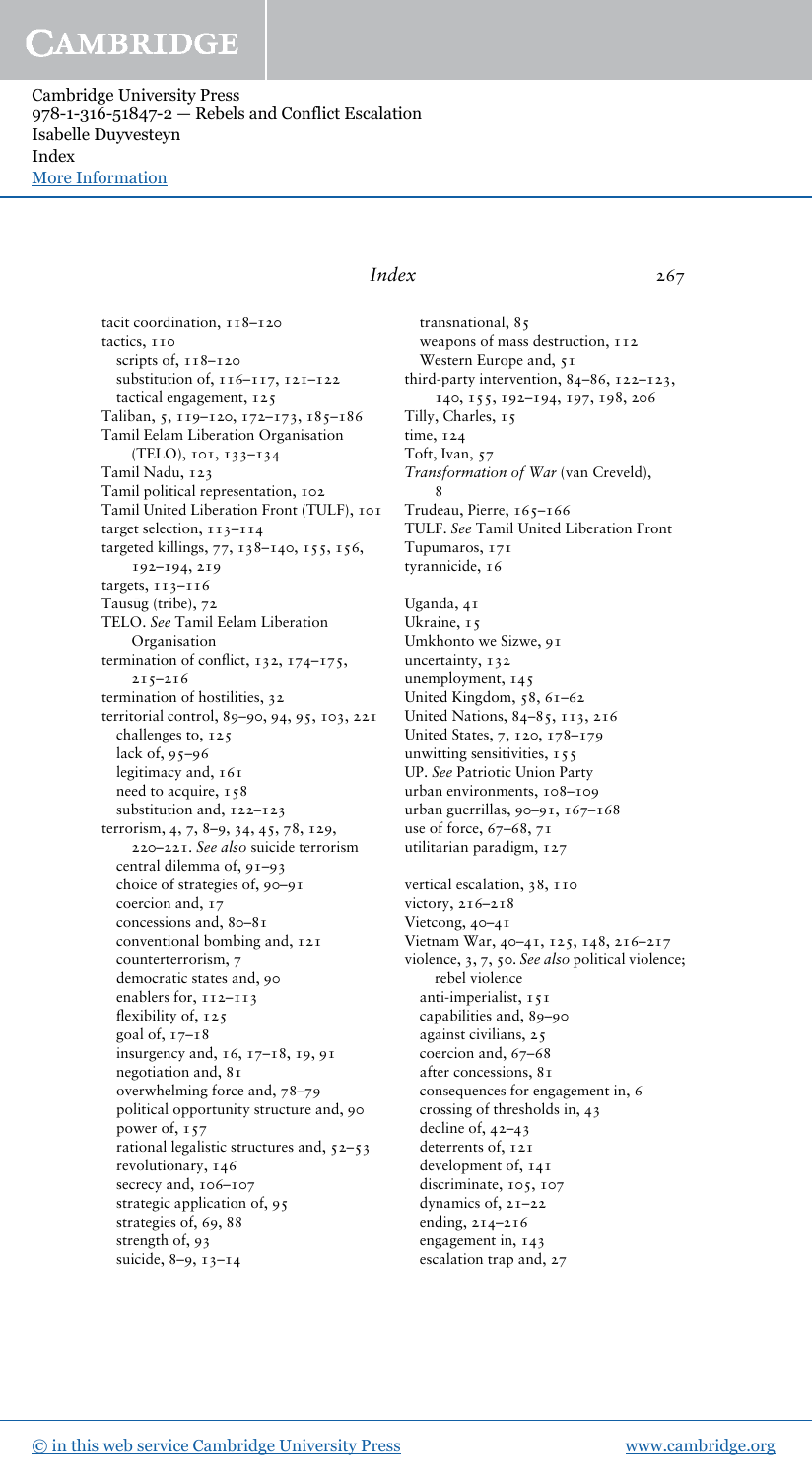tacit coordination, 118–120
tactics, 110
  scripts of, 118–120
  substitution of, 116–117, 121–122
  tactical engagement, 125
Taliban, 119–120, 172–173, 185–186
Tamil Eelam Liberation Organisation (TELO), 101, 133–134
Tamil Nadu, 123
Tamil political representation, 102
Tamil United Liberation Front (TULF), 101
target selection, 113–114
targeted killings, 77, 138–140, 155, 156, 192–194, 219
targets, 113–116
Tausūg (tribe), 72
TELO. *See* Tamil Eelam Liberation Organisation
termination of conflict, 132, 174–175, 215–216
termination of hostilities, 32
territorial control, 89–90, 94, 95, 103, 221
  challenges to, 125
  lack of, 95–96
  legitimacy and, 161
  need to acquire, 158
  substitution and, 122–123
terrorism, 4, 7, 8–9, 34, 45, 78, 129, 220–221. *See also* suicide terrorism
  central dilemma of, 91–93
  choice of strategies of, 90–91
  coercion and, 17
  concessions and, 80–81
  conventional bombing and, 121
  counterterrorism, 7
  democratic states and, 90
  enablers for, 112–113
  flexibility of, 125
  goal of, 17–18
  insurgency and, 16, 17–18, 19, 91
  negotiation and, 81
  overwhelming force and, 78–79
  political opportunity structure and, 90
  power of, 157
  rational legalistic structures and, 52–53
  revolutionary, 146
  secrecy and, 106–107
  strategic application of, 95
  strategies of, 69, 88
  strength of, 93
  suicide, 8–9, 13–14
  transnational, 85
  weapons of mass destruction, 112
  Western Europe and, 51
third-party intervention, 84–86, 122–123, 140, 155, 192–194, 197, 198, 206
Tilly, Charles, 15
time, 124
Toft, Ivan, 57
*Transformation of War* (van Creveld), 8
Trudeau, Pierre, 165–166
TULF. *See* Tamil United Liberation Front
Tupumaros, 171
tyrannicide, 16

Uganda, 41
Ukraine, 15
Umkhonto we Sizwe, 91
uncertainty, 132
unemployment, 145
United Kingdom, 58, 61–62
United Nations, 84–85, 113, 216
United States, 7, 120, 178–179
unwitting sensitivities, 155
UP. *See* Patriotic Union Party
urban environments, 108–109
urban guerrillas, 90–91, 167–168
use of force, 67–68, 71
utilitarian paradigm, 127

vertical escalation, 38, 110
victory, 216–218
Vietcong, 40–41
Vietnam War, 40–41, 125, 148, 216–217
violence, 3, 7, 50. *See also* political violence; rebel violence
  anti-imperialist, 151
  capabilities and, 89–90
  against civilians, 25
  coercion and, 67–68
  after concessions, 81
  consequences for engagement in, 6
  crossing of thresholds in, 43
  decline of, 42–43
  deterrents of, 121
  development of, 141
  discriminate, 105, 107
  dynamics of, 21–22
  ending, 214–216
  engagement in, 143
  escalation trap and, 27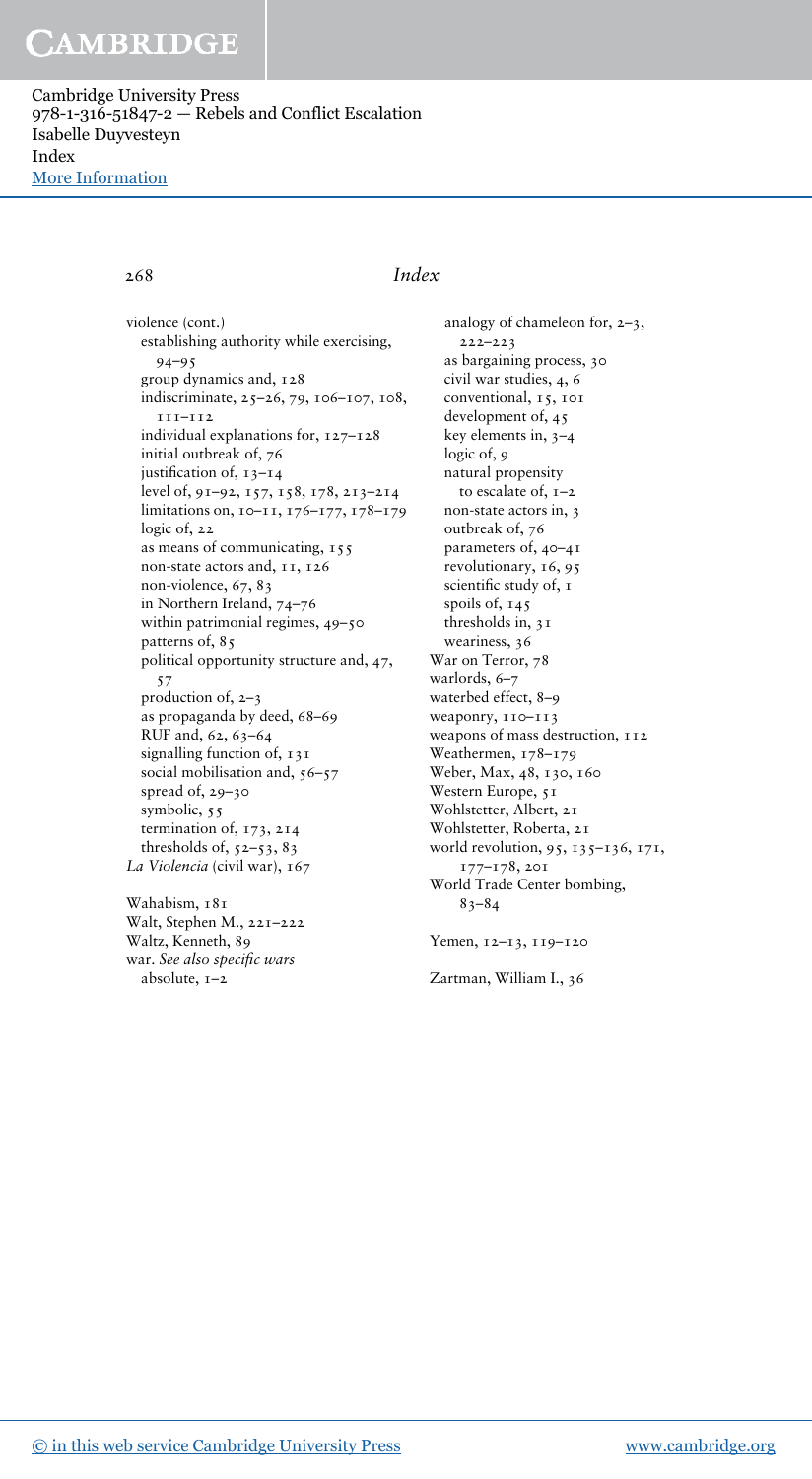violence (cont.)
- establishing authority while exercising, 94–95
- group dynamics and, 128
- indiscriminate, 25–26, 79, 106–107, 108, 111–112
- individual explanations for, 127–128
- initial outbreak of, 76
- justification of, 13–14
- level of, 91–92, 157, 158, 178, 213–214
- limitations on, 10–11, 176–177, 178–179
- logic of, 22
- as means of communicating, 155
- non-state actors and, 11, 126
- non-violence, 67, 83
- in Northern Ireland, 74–76
- within patrimonial regimes, 49–50
- patterns of, 85
- political opportunity structure and, 47, 57
- production of, 2–3
- as propaganda by deed, 68–69
- RUF and, 62, 63–64
- signalling function of, 131
- social mobilisation and, 56–57
- spread of, 29–30
- symbolic, 55
- termination of, 173, 214
- thresholds of, 52–53, 83

*La Violencia* (civil war), 167

Wahabism, 181
Walt, Stephen M., 221–222
Waltz, Kenneth, 89
war. *See also specific wars*
- absolute, 1–2
- analogy of chameleon for, 2–3, 222–223
- as bargaining process, 30
- civil war studies, 4, 6
- conventional, 15, 101
- development of, 45
- key elements in, 3–4
- logic of, 9
- natural propensity to escalate of, 1–2
- non-state actors in, 3
- outbreak of, 76
- parameters of, 40–41
- revolutionary, 16, 95
- scientific study of, 1
- spoils of, 145
- thresholds in, 31
- weariness, 36

War on Terror, 78
warlords, 6–7
waterbed effect, 8–9
weaponry, 110–113
weapons of mass destruction, 112
Weathermen, 178–179
Weber, Max, 48, 130, 160
Western Europe, 51
Wohlstetter, Albert, 21
Wohlstetter, Roberta, 21
world revolution, 95, 135–136, 171, 177–178, 201
World Trade Center bombing, 83–84

Yemen, 12–13, 119–120

Zartman, William I., 36